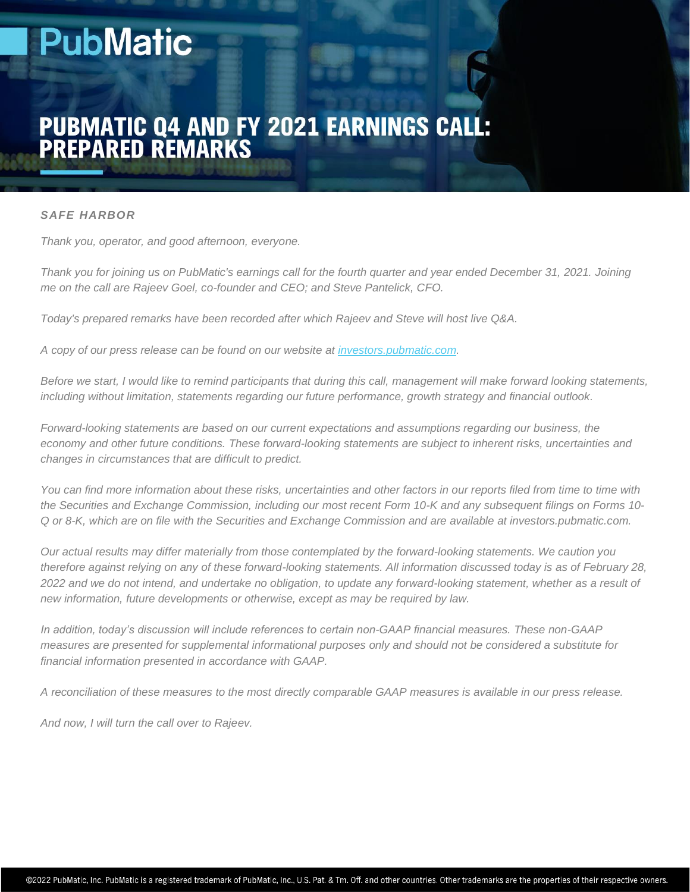# PubMatic

# PUBMATIC Q4 AND FY 2021 EARNINGS CALL: PREPARED REMARKS

### *SAFE HARBOR*

*Thank you, operator, and good afternoon, everyone.*

*Thank you for joining us on PubMatic's earnings call for the fourth quarter and year ended December 31, 2021. Joining me on the call are Rajeev Goel, co-founder and CEO; and Steve Pantelick, CFO.*

*Today's prepared remarks have been recorded after which Rajeev and Steve will host live Q&A.*

*A copy of our press release can be found on our website at investors.pubmatic.com.*

*Before we start, I would like to remind participants that during this call, management will make forward looking statements, including without limitation, statements regarding our future performance, growth strategy and financial outlook.*

*Forward-looking statements are based on our current expectations and assumptions regarding our business, the economy and other future conditions. These forward-looking statements are subject to inherent risks, uncertainties and changes in circumstances that are difficult to predict.*

*You can find more information about these risks, uncertainties and other factors in our reports filed from time to time with the Securities and Exchange Commission, including our most recent Form 10-K and any subsequent filings on Forms 10-Q or 8-K, which are on file with the Securities and Exchange Commission and are available at investors.pubmatic.com.*

*Our actual results may differ materially from those contemplated by the forward-looking statements. We caution you therefore against relying on any of these forward-looking statements. All information discussed today is as of February 28, 2022 and we do not intend, and undertake no obligation, to update any forward-looking statement, whether as a result of new information, future developments or otherwise, except as may be required by law.*

*In addition, today's discussion will include references to certain non-GAAP financial measures. These non-GAAP measures are presented for supplemental informational purposes only and should not be considered a substitute for financial information presented in accordance with GAAP.*

*A reconciliation of these measures to the most directly comparable GAAP measures is available in our press release.*

*And now, I will turn the call over to Rajeev.*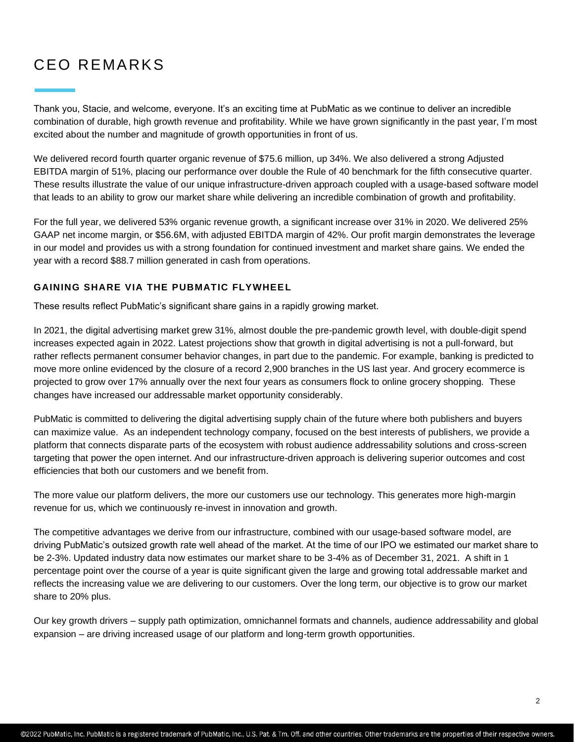# CEO REMARKS

Thank you, Stacie, and welcome, everyone. It's an exciting time at PubMatic as we continue to deliver an incredible combination of durable, high growth revenue and profitability. While we have grown significantly in the past year, I'm most excited about the number and magnitude of growth opportunities in front of us.

We delivered record fourth quarter organic revenue of $75.6 million, up 34%. We also delivered a strong Adjusted EBITDA margin of 51%, placing our performance over double the Rule of 40 benchmark for the fifth consecutive quarter. These results illustrate the value of our unique infrastructure-driven approach coupled with a usage-based software model that leads to an ability to grow our market share while delivering an incredible combination of growth and profitability.

For the full year, we delivered 53% organic revenue growth, a significant increase over 31% in 2020. We delivered 25% GAAP net income margin, or $56.6M, with adjusted EBITDA margin of 42%. Our profit margin demonstrates the leverage in our model and provides us with a strong foundation for continued investment and market share gains. We ended the year with a record $88.7 million generated in cash from operations.

### GAINING SHARE VIA THE PUBMATIC FLYWHEEL

These results reflect PubMatic's significant share gains in a rapidly growing market.

In 2021, the digital advertising market grew 31%, almost double the pre-pandemic growth level, with double-digit spend increases expected again in 2022. Latest projections show that growth in digital advertising is not a pull-forward, but rather reflects permanent consumer behavior changes, in part due to the pandemic. For example, banking is predicted to move more online evidenced by the closure of a record 2,900 branches in the US last year. And grocery ecommerce is projected to grow over 17% annually over the next four years as consumers flock to online grocery shopping. These changes have increased our addressable market opportunity considerably.

PubMatic is committed to delivering the digital advertising supply chain of the future where both publishers and buyers can maximize value. As an independent technology company, focused on the best interests of publishers, we provide a platform that connects disparate parts of the ecosystem with robust audience addressability solutions and cross-screen targeting that power the open internet. And our infrastructure-driven approach is delivering superior outcomes and cost efficiencies that both our customers and we benefit from.

The more value our platform delivers, the more our customers use our technology. This generates more high-margin revenue for us, which we continuously re-invest in innovation and growth.

The competitive advantages we derive from our infrastructure, combined with our usage-based software model, are driving PubMatic's outsized growth rate well ahead of the market. At the time of our IPO we estimated our market share to be 2-3%. Updated industry data now estimates our market share to be 3-4% as of December 31, 2021. A shift in 1 percentage point over the course of a year is quite significant given the large and growing total addressable market and reflects the increasing value we are delivering to our customers. Over the long term, our objective is to grow our market share to 20% plus.

Our key growth drivers – supply path optimization, omnichannel formats and channels, audience addressability and global expansion – are driving increased usage of our platform and long-term growth opportunities.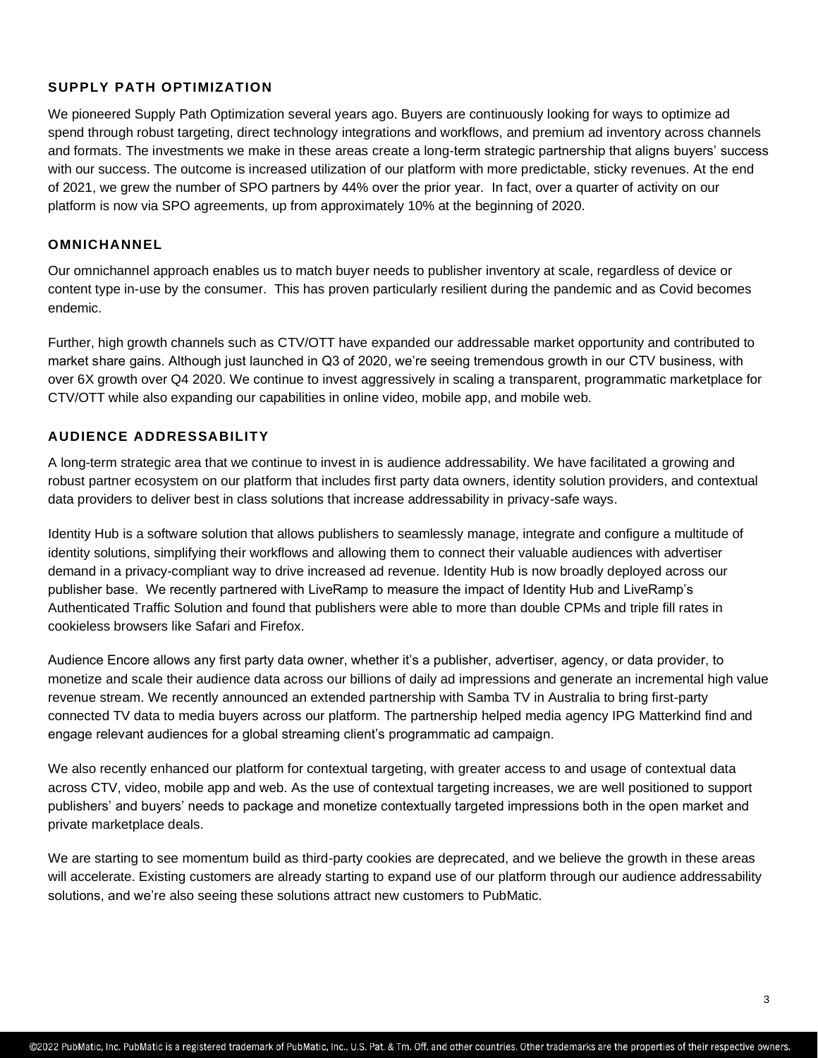## SUPPLY PATH OPTIMIZATION

We pioneered Supply Path Optimization several years ago. Buyers are continuously looking for ways to optimize ad spend through robust targeting, direct technology integrations and workflows, and premium ad inventory across channels and formats. The investments we make in these areas create a long-term strategic partnership that aligns buyers' success with our success. The outcome is increased utilization of our platform with more predictable, sticky revenues. At the end of 2021, we grew the number of SPO partners by 44% over the prior year. In fact, over a quarter of activity on our platform is now via SPO agreements, up from approximately 10% at the beginning of 2020.

## OMNICHANNEL

Our omnichannel approach enables us to match buyer needs to publisher inventory at scale, regardless of device or content type in-use by the consumer. This has proven particularly resilient during the pandemic and as Covid becomes endemic.

Further, high growth channels such as CTV/OTT have expanded our addressable market opportunity and contributed to market share gains. Although just launched in Q3 of 2020, we're seeing tremendous growth in our CTV business, with over 6X growth over Q4 2020. We continue to invest aggressively in scaling a transparent, programmatic marketplace for CTV/OTT while also expanding our capabilities in online video, mobile app, and mobile web.

## AUDIENCE ADDRESSABILITY

A long-term strategic area that we continue to invest in is audience addressability. We have facilitated a growing and robust partner ecosystem on our platform that includes first party data owners, identity solution providers, and contextual data providers to deliver best in class solutions that increase addressability in privacy-safe ways.

Identity Hub is a software solution that allows publishers to seamlessly manage, integrate and configure a multitude of identity solutions, simplifying their workflows and allowing them to connect their valuable audiences with advertiser demand in a privacy-compliant way to drive increased ad revenue. Identity Hub is now broadly deployed across our publisher base. We recently partnered with LiveRamp to measure the impact of Identity Hub and LiveRamp's Authenticated Traffic Solution and found that publishers were able to more than double CPMs and triple fill rates in cookieless browsers like Safari and Firefox.

Audience Encore allows any first party data owner, whether it's a publisher, advertiser, agency, or data provider, to monetize and scale their audience data across our billions of daily ad impressions and generate an incremental high value revenue stream. We recently announced an extended partnership with Samba TV in Australia to bring first-party connected TV data to media buyers across our platform. The partnership helped media agency IPG Matterkind find and engage relevant audiences for a global streaming client's programmatic ad campaign.

We also recently enhanced our platform for contextual targeting, with greater access to and usage of contextual data across CTV, video, mobile app and web. As the use of contextual targeting increases, we are well positioned to support publishers' and buyers' needs to package and monetize contextually targeted impressions both in the open market and private marketplace deals.

We are starting to see momentum build as third-party cookies are deprecated, and we believe the growth in these areas will accelerate. Existing customers are already starting to expand use of our platform through our audience addressability solutions, and we're also seeing these solutions attract new customers to PubMatic.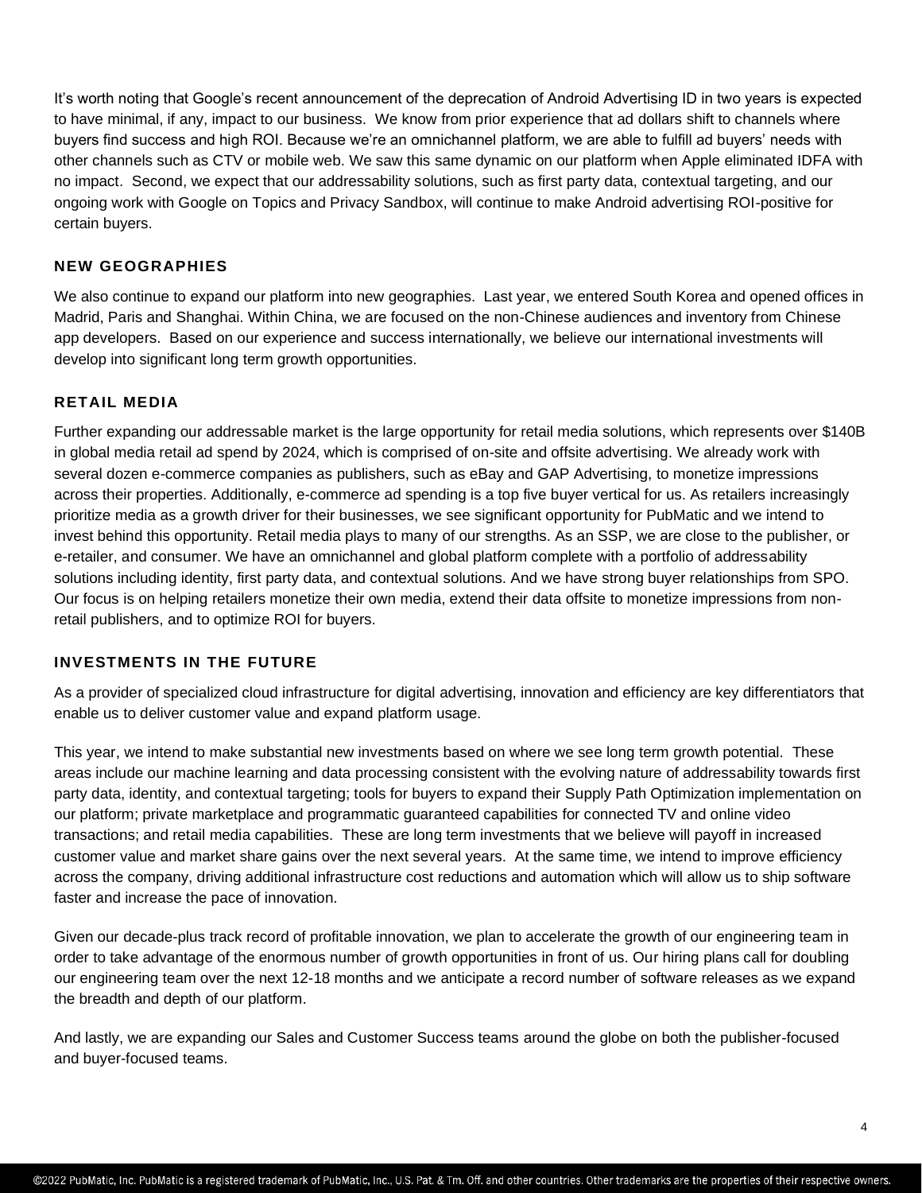It's worth noting that Google's recent announcement of the deprecation of Android Advertising ID in two years is expected to have minimal, if any, impact to our business. We know from prior experience that ad dollars shift to channels where buyers find success and high ROI. Because we're an omnichannel platform, we are able to fulfill ad buyers' needs with other channels such as CTV or mobile web. We saw this same dynamic on our platform when Apple eliminated IDFA with no impact. Second, we expect that our addressability solutions, such as first party data, contextual targeting, and our ongoing work with Google on Topics and Privacy Sandbox, will continue to make Android advertising ROI-positive for certain buyers.

## NEW GEOGRAPHIES

We also continue to expand our platform into new geographies. Last year, we entered South Korea and opened offices in Madrid, Paris and Shanghai. Within China, we are focused on the non-Chinese audiences and inventory from Chinese app developers. Based on our experience and success internationally, we believe our international investments will develop into significant long term growth opportunities.

## RETAIL MEDIA

Further expanding our addressable market is the large opportunity for retail media solutions, which represents over $140B in global media retail ad spend by 2024, which is comprised of on-site and offsite advertising. We already work with several dozen e-commerce companies as publishers, such as eBay and GAP Advertising, to monetize impressions across their properties. Additionally, e-commerce ad spending is a top five buyer vertical for us. As retailers increasingly prioritize media as a growth driver for their businesses, we see significant opportunity for PubMatic and we intend to invest behind this opportunity. Retail media plays to many of our strengths. As an SSP, we are close to the publisher, or e-retailer, and consumer. We have an omnichannel and global platform complete with a portfolio of addressability solutions including identity, first party data, and contextual solutions. And we have strong buyer relationships from SPO. Our focus is on helping retailers monetize their own media, extend their data offsite to monetize impressions from non-retail publishers, and to optimize ROI for buyers.

## INVESTMENTS IN THE FUTURE

As a provider of specialized cloud infrastructure for digital advertising, innovation and efficiency are key differentiators that enable us to deliver customer value and expand platform usage.

This year, we intend to make substantial new investments based on where we see long term growth potential. These areas include our machine learning and data processing consistent with the evolving nature of addressability towards first party data, identity, and contextual targeting; tools for buyers to expand their Supply Path Optimization implementation on our platform; private marketplace and programmatic guaranteed capabilities for connected TV and online video transactions; and retail media capabilities. These are long term investments that we believe will payoff in increased customer value and market share gains over the next several years. At the same time, we intend to improve efficiency across the company, driving additional infrastructure cost reductions and automation which will allow us to ship software faster and increase the pace of innovation.

Given our decade-plus track record of profitable innovation, we plan to accelerate the growth of our engineering team in order to take advantage of the enormous number of growth opportunities in front of us. Our hiring plans call for doubling our engineering team over the next 12-18 months and we anticipate a record number of software releases as we expand the breadth and depth of our platform.

And lastly, we are expanding our Sales and Customer Success teams around the globe on both the publisher-focused and buyer-focused teams.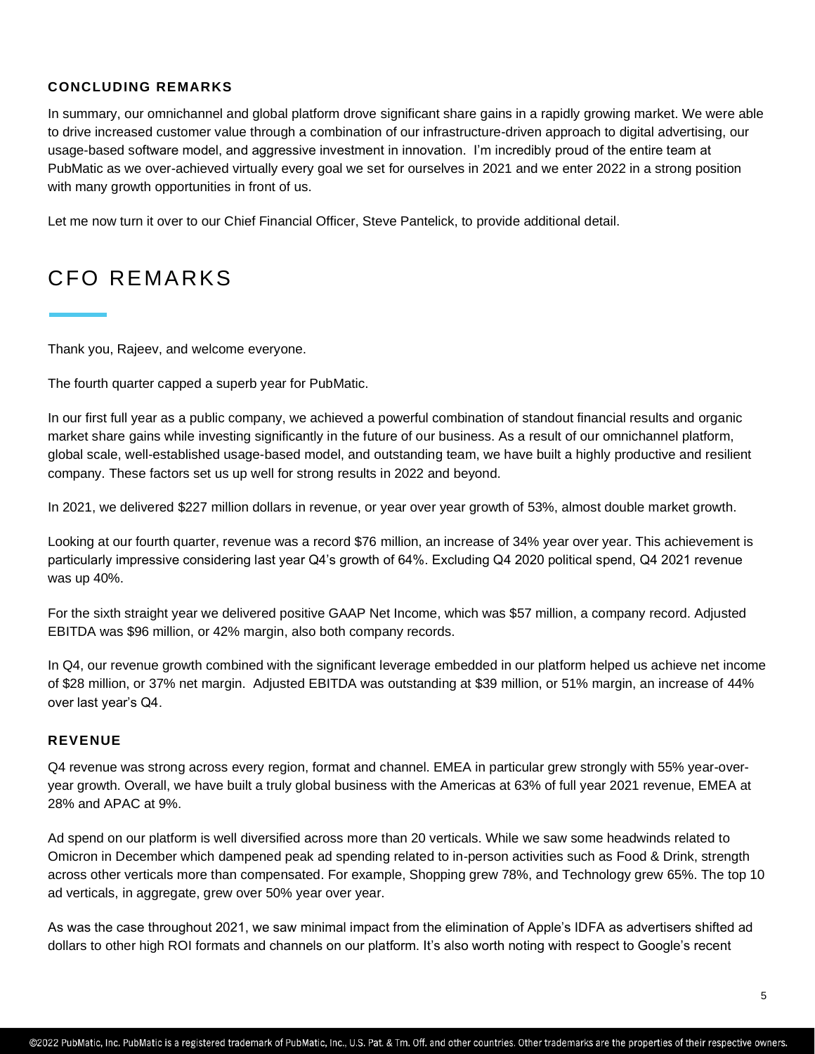### CONCLUDING REMARKS

In summary, our omnichannel and global platform drove significant share gains in a rapidly growing market. We were able to drive increased customer value through a combination of our infrastructure-driven approach to digital advertising, our usage-based software model, and aggressive investment in innovation. I'm incredibly proud of the entire team at PubMatic as we over-achieved virtually every goal we set for ourselves in 2021 and we enter 2022 in a strong position with many growth opportunities in front of us.

Let me now turn it over to our Chief Financial Officer, Steve Pantelick, to provide additional detail.

# CFO REMARKS

Thank you, Rajeev, and welcome everyone.

The fourth quarter capped a superb year for PubMatic.

In our first full year as a public company, we achieved a powerful combination of standout financial results and organic market share gains while investing significantly in the future of our business. As a result of our omnichannel platform, global scale, well-established usage-based model, and outstanding team, we have built a highly productive and resilient company. These factors set us up well for strong results in 2022 and beyond.

In 2021, we delivered $227 million dollars in revenue, or year over year growth of 53%, almost double market growth.

Looking at our fourth quarter, revenue was a record $76 million, an increase of 34% year over year. This achievement is particularly impressive considering last year Q4's growth of 64%. Excluding Q4 2020 political spend, Q4 2021 revenue was up 40%.

For the sixth straight year we delivered positive GAAP Net Income, which was $57 million, a company record. Adjusted EBITDA was $96 million, or 42% margin, also both company records.

In Q4, our revenue growth combined with the significant leverage embedded in our platform helped us achieve net income of $28 million, or 37% net margin. Adjusted EBITDA was outstanding at $39 million, or 51% margin, an increase of 44% over last year's Q4.

### REVENUE

Q4 revenue was strong across every region, format and channel. EMEA in particular grew strongly with 55% year-over-year growth. Overall, we have built a truly global business with the Americas at 63% of full year 2021 revenue, EMEA at 28% and APAC at 9%.

Ad spend on our platform is well diversified across more than 20 verticals. While we saw some headwinds related to Omicron in December which dampened peak ad spending related to in-person activities such as Food & Drink, strength across other verticals more than compensated. For example, Shopping grew 78%, and Technology grew 65%. The top 10 ad verticals, in aggregate, grew over 50% year over year.

As was the case throughout 2021, we saw minimal impact from the elimination of Apple's IDFA as advertisers shifted ad dollars to other high ROI formats and channels on our platform. It's also worth noting with respect to Google's recent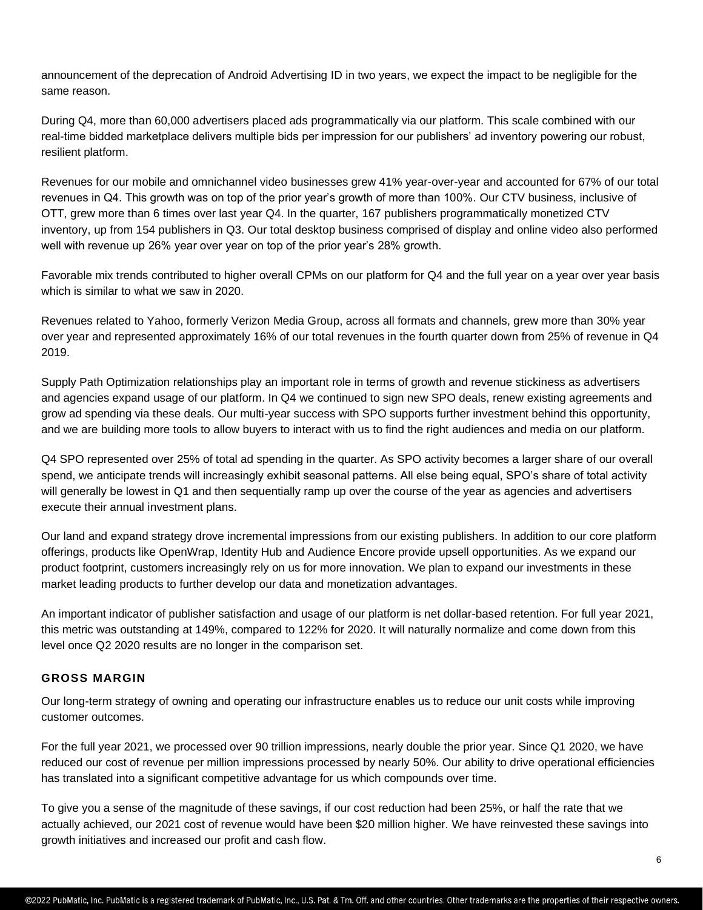announcement of the deprecation of Android Advertising ID in two years, we expect the impact to be negligible for the same reason.

During Q4, more than 60,000 advertisers placed ads programmatically via our platform. This scale combined with our real-time bidded marketplace delivers multiple bids per impression for our publishers' ad inventory powering our robust, resilient platform.

Revenues for our mobile and omnichannel video businesses grew 41% year-over-year and accounted for 67% of our total revenues in Q4. This growth was on top of the prior year's growth of more than 100%. Our CTV business, inclusive of OTT, grew more than 6 times over last year Q4. In the quarter, 167 publishers programmatically monetized CTV inventory, up from 154 publishers in Q3. Our total desktop business comprised of display and online video also performed well with revenue up 26% year over year on top of the prior year's 28% growth.

Favorable mix trends contributed to higher overall CPMs on our platform for Q4 and the full year on a year over year basis which is similar to what we saw in 2020.

Revenues related to Yahoo, formerly Verizon Media Group, across all formats and channels, grew more than 30% year over year and represented approximately 16% of our total revenues in the fourth quarter down from 25% of revenue in Q4 2019.

Supply Path Optimization relationships play an important role in terms of growth and revenue stickiness as advertisers and agencies expand usage of our platform. In Q4 we continued to sign new SPO deals, renew existing agreements and grow ad spending via these deals. Our multi-year success with SPO supports further investment behind this opportunity, and we are building more tools to allow buyers to interact with us to find the right audiences and media on our platform.

Q4 SPO represented over 25% of total ad spending in the quarter. As SPO activity becomes a larger share of our overall spend, we anticipate trends will increasingly exhibit seasonal patterns. All else being equal, SPO's share of total activity will generally be lowest in Q1 and then sequentially ramp up over the course of the year as agencies and advertisers execute their annual investment plans.

Our land and expand strategy drove incremental impressions from our existing publishers. In addition to our core platform offerings, products like OpenWrap, Identity Hub and Audience Encore provide upsell opportunities. As we expand our product footprint, customers increasingly rely on us for more innovation. We plan to expand our investments in these market leading products to further develop our data and monetization advantages.

An important indicator of publisher satisfaction and usage of our platform is net dollar-based retention. For full year 2021, this metric was outstanding at 149%, compared to 122% for 2020. It will naturally normalize and come down from this level once Q2 2020 results are no longer in the comparison set.

## GROSS MARGIN

Our long-term strategy of owning and operating our infrastructure enables us to reduce our unit costs while improving customer outcomes.

For the full year 2021, we processed over 90 trillion impressions, nearly double the prior year. Since Q1 2020, we have reduced our cost of revenue per million impressions processed by nearly 50%. Our ability to drive operational efficiencies has translated into a significant competitive advantage for us which compounds over time.

To give you a sense of the magnitude of these savings, if our cost reduction had been 25%, or half the rate that we actually achieved, our 2021 cost of revenue would have been $20 million higher. We have reinvested these savings into growth initiatives and increased our profit and cash flow.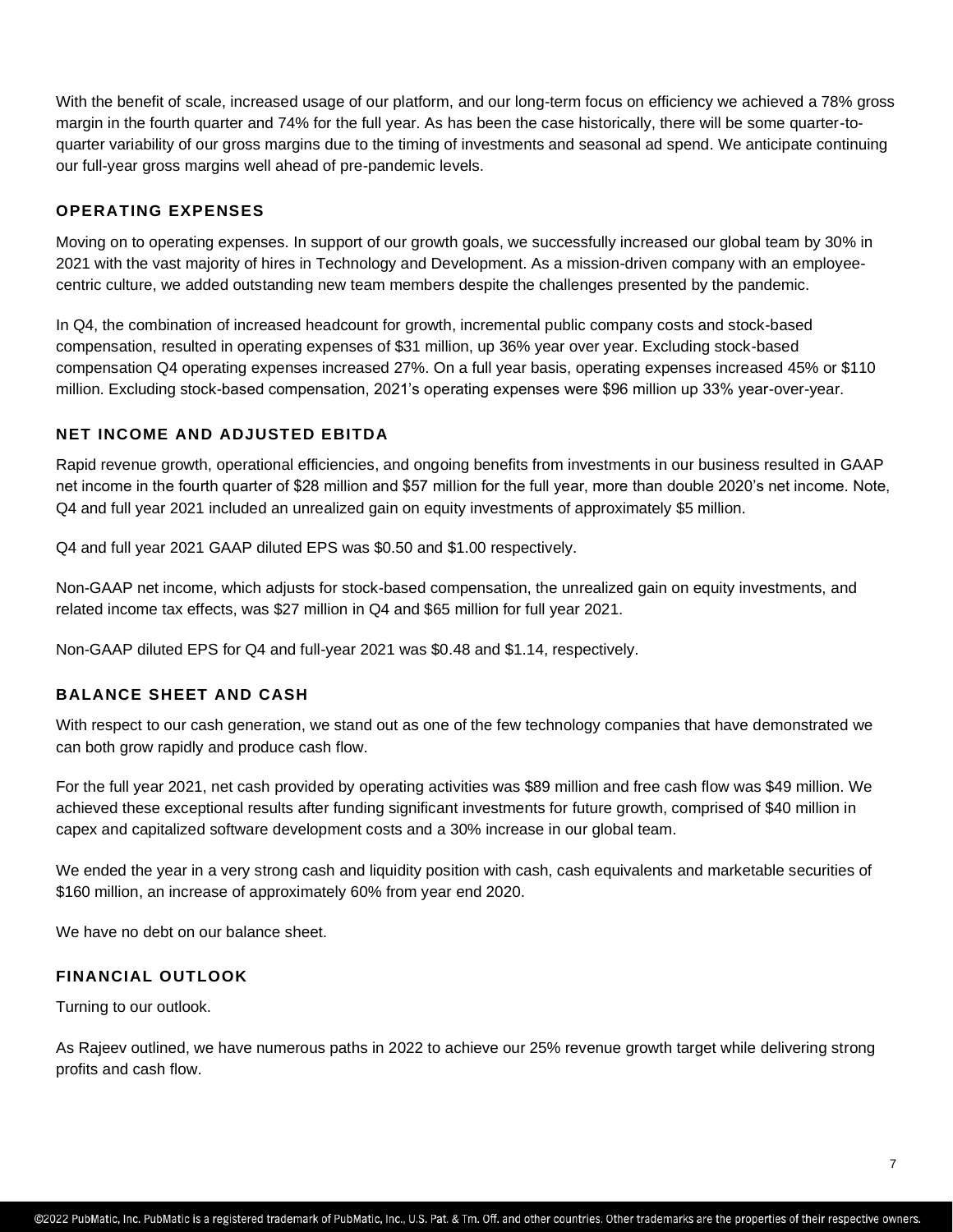With the benefit of scale, increased usage of our platform, and our long-term focus on efficiency we achieved a 78% gross margin in the fourth quarter and 74% for the full year. As has been the case historically, there will be some quarter-to-quarter variability of our gross margins due to the timing of investments and seasonal ad spend. We anticipate continuing our full-year gross margins well ahead of pre-pandemic levels.

## OPERATING EXPENSES

Moving on to operating expenses. In support of our growth goals, we successfully increased our global team by 30% in 2021 with the vast majority of hires in Technology and Development. As a mission-driven company with an employee-centric culture, we added outstanding new team members despite the challenges presented by the pandemic.

In Q4, the combination of increased headcount for growth, incremental public company costs and stock-based compensation, resulted in operating expenses of $31 million, up 36% year over year. Excluding stock-based compensation Q4 operating expenses increased 27%. On a full year basis, operating expenses increased 45% or $110 million. Excluding stock-based compensation, 2021's operating expenses were $96 million up 33% year-over-year.

## NET INCOME AND ADJUSTED EBITDA

Rapid revenue growth, operational efficiencies, and ongoing benefits from investments in our business resulted in GAAP net income in the fourth quarter of $28 million and $57 million for the full year, more than double 2020's net income. Note, Q4 and full year 2021 included an unrealized gain on equity investments of approximately $5 million.

Q4 and full year 2021 GAAP diluted EPS was $0.50 and $1.00 respectively.

Non-GAAP net income, which adjusts for stock-based compensation, the unrealized gain on equity investments, and related income tax effects, was $27 million in Q4 and $65 million for full year 2021.

Non-GAAP diluted EPS for Q4 and full-year 2021 was $0.48 and $1.14, respectively.

## BALANCE SHEET AND CASH

With respect to our cash generation, we stand out as one of the few technology companies that have demonstrated we can both grow rapidly and produce cash flow.

For the full year 2021, net cash provided by operating activities was $89 million and free cash flow was $49 million. We achieved these exceptional results after funding significant investments for future growth, comprised of $40 million in capex and capitalized software development costs and a 30% increase in our global team.

We ended the year in a very strong cash and liquidity position with cash, cash equivalents and marketable securities of $160 million, an increase of approximately 60% from year end 2020.

We have no debt on our balance sheet.

## FINANCIAL OUTLOOK

Turning to our outlook.

As Rajeev outlined, we have numerous paths in 2022 to achieve our 25% revenue growth target while delivering strong profits and cash flow.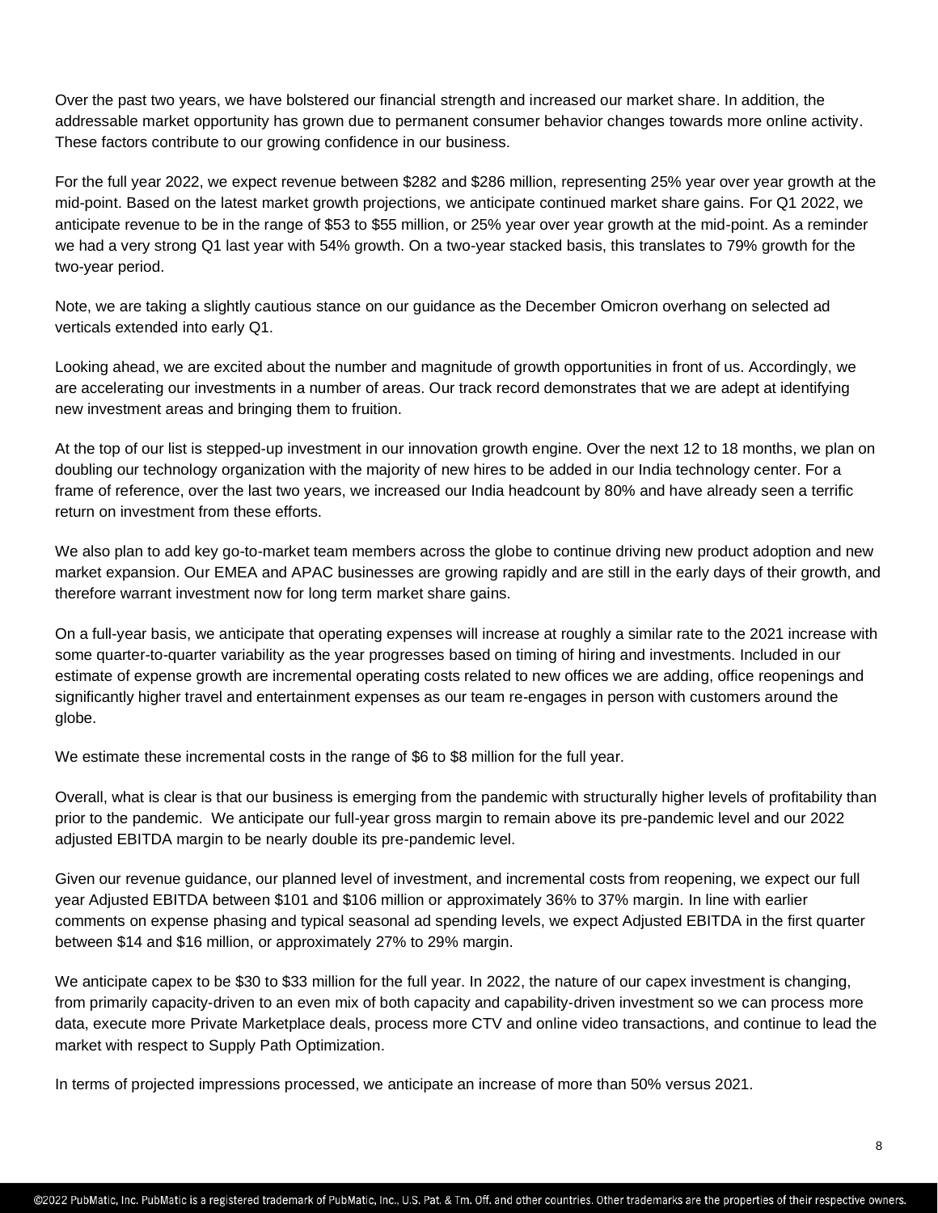Over the past two years, we have bolstered our financial strength and increased our market share. In addition, the addressable market opportunity has grown due to permanent consumer behavior changes towards more online activity. These factors contribute to our growing confidence in our business.

For the full year 2022, we expect revenue between $282 and $286 million, representing 25% year over year growth at the mid-point. Based on the latest market growth projections, we anticipate continued market share gains. For Q1 2022, we anticipate revenue to be in the range of $53 to $55 million, or 25% year over year growth at the mid-point. As a reminder we had a very strong Q1 last year with 54% growth. On a two-year stacked basis, this translates to 79% growth for the two-year period.

Note, we are taking a slightly cautious stance on our guidance as the December Omicron overhang on selected ad verticals extended into early Q1.

Looking ahead, we are excited about the number and magnitude of growth opportunities in front of us. Accordingly, we are accelerating our investments in a number of areas. Our track record demonstrates that we are adept at identifying new investment areas and bringing them to fruition.

At the top of our list is stepped-up investment in our innovation growth engine. Over the next 12 to 18 months, we plan on doubling our technology organization with the majority of new hires to be added in our India technology center. For a frame of reference, over the last two years, we increased our India headcount by 80% and have already seen a terrific return on investment from these efforts.

We also plan to add key go-to-market team members across the globe to continue driving new product adoption and new market expansion. Our EMEA and APAC businesses are growing rapidly and are still in the early days of their growth, and therefore warrant investment now for long term market share gains.

On a full-year basis, we anticipate that operating expenses will increase at roughly a similar rate to the 2021 increase with some quarter-to-quarter variability as the year progresses based on timing of hiring and investments. Included in our estimate of expense growth are incremental operating costs related to new offices we are adding, office reopenings and significantly higher travel and entertainment expenses as our team re-engages in person with customers around the globe.

We estimate these incremental costs in the range of $6 to $8 million for the full year.

Overall, what is clear is that our business is emerging from the pandemic with structurally higher levels of profitability than prior to the pandemic. We anticipate our full-year gross margin to remain above its pre-pandemic level and our 2022 adjusted EBITDA margin to be nearly double its pre-pandemic level.

Given our revenue guidance, our planned level of investment, and incremental costs from reopening, we expect our full year Adjusted EBITDA between $101 and $106 million or approximately 36% to 37% margin. In line with earlier comments on expense phasing and typical seasonal ad spending levels, we expect Adjusted EBITDA in the first quarter between $14 and $16 million, or approximately 27% to 29% margin.

We anticipate capex to be $30 to $33 million for the full year. In 2022, the nature of our capex investment is changing, from primarily capacity-driven to an even mix of both capacity and capability-driven investment so we can process more data, execute more Private Marketplace deals, process more CTV and online video transactions, and continue to lead the market with respect to Supply Path Optimization.

In terms of projected impressions processed, we anticipate an increase of more than 50% versus 2021.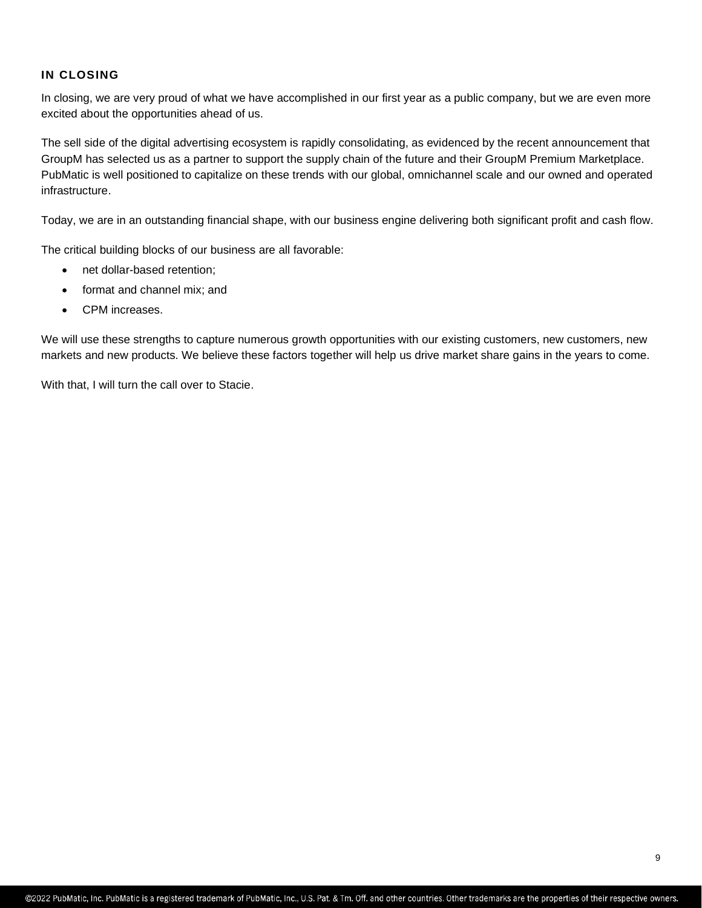## IN CLOSING

In closing, we are very proud of what we have accomplished in our first year as a public company, but we are even more excited about the opportunities ahead of us.

The sell side of the digital advertising ecosystem is rapidly consolidating, as evidenced by the recent announcement that GroupM has selected us as a partner to support the supply chain of the future and their GroupM Premium Marketplace. PubMatic is well positioned to capitalize on these trends with our global, omnichannel scale and our owned and operated infrastructure.

Today, we are in an outstanding financial shape, with our business engine delivering both significant profit and cash flow.

The critical building blocks of our business are all favorable:

- net dollar-based retention;
- format and channel mix; and
- CPM increases.

We will use these strengths to capture numerous growth opportunities with our existing customers, new customers, new markets and new products. We believe these factors together will help us drive market share gains in the years to come.

With that, I will turn the call over to Stacie.